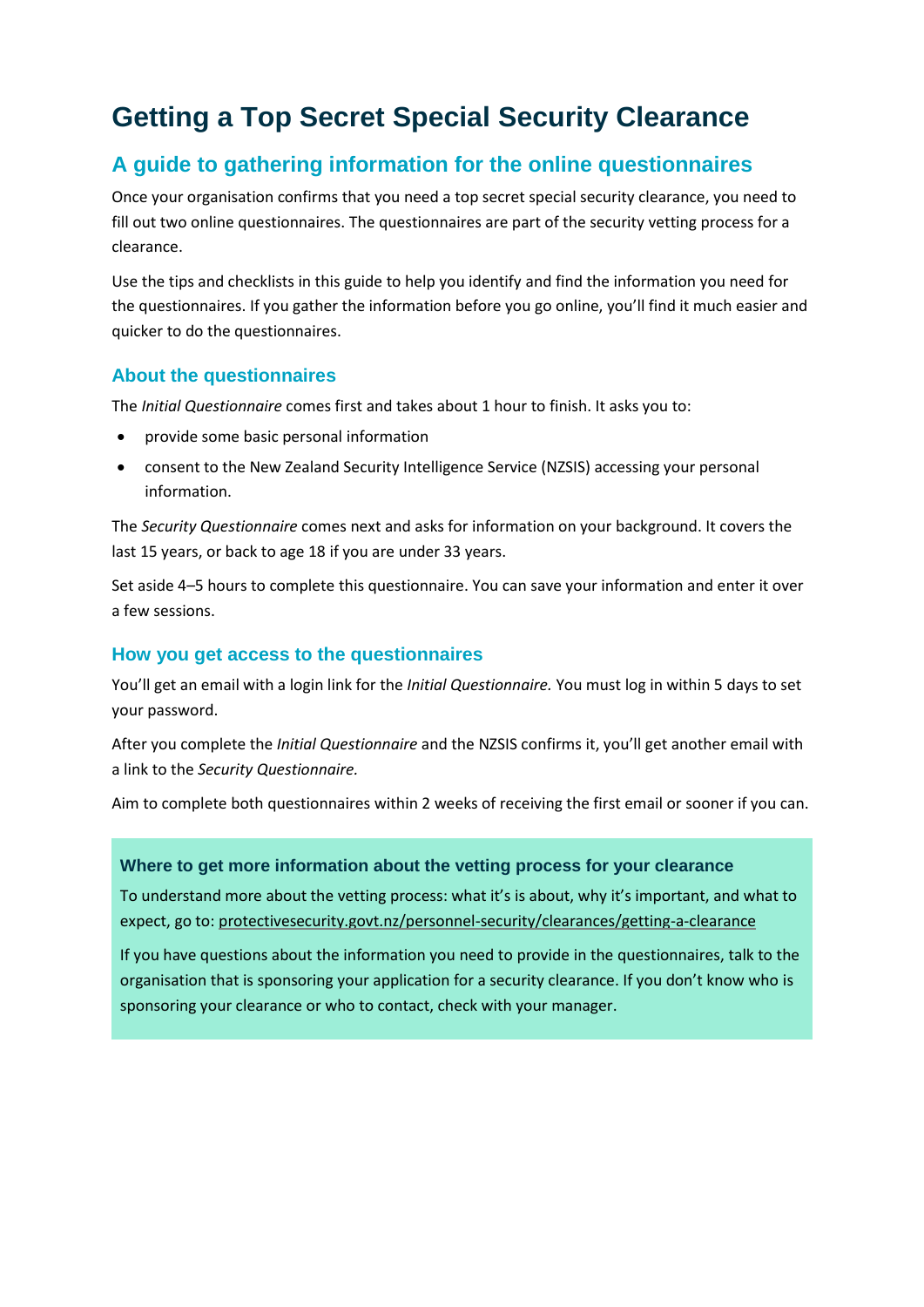# Getting a Top Secret Special Security Clearance

## A guide to gathering information for the online questionnaires

Once your organisation confirms that you need a top secret special security clearance, you need to fill out two online questionnaires. The questionnaires are part of the security vetting process for a clearance.

Use the tips and checklists in this guide to help you identify and find the information you need for the questionnaires. If you gather the information before you go online, you'll find it much easier and quicker to do the questionnaires.

### About the questionnaires

The *Initial Questionnaire* comes first and takes about 1 hour to finish. It asks you to:

- provide some basic personal information
- consent to the New Zealand Security Intelligence Service (NZSIS) accessing your personal information.

The *Security Questionnaire* comes next and asks for information on your background. It covers the last 15 years, or back to age 18 if you are under 33 years.

Set aside 4–5 hours to complete this questionnaire. You can save your information and enter it over a few sessions.

### How you get access to the questionnaires

You'll get an email with a login link for the *Initial Questionnaire.* You must log in within 5 days to set your password.

After you complete the *Initial Questionnaire* and the NZSIS confirms it, you'll get another email with a link to the *Security Questionnaire.*

Aim to complete both questionnaires within 2 weeks of receiving the first email or sooner if you can.

#### Where to get more information about the vetting process for your clearance

To understand more about the vetting process: what it's is about, why it's important, and what to expect, go to: protectivesecurity.govt.nz/personnel-security/clearances/getting-a-clearance

If you have questions about the information you need to provide in the questionnaires, talk to the organisation that is sponsoring your application for a security clearance. If you don't know who is sponsoring your clearance or who to contact, check with your manager.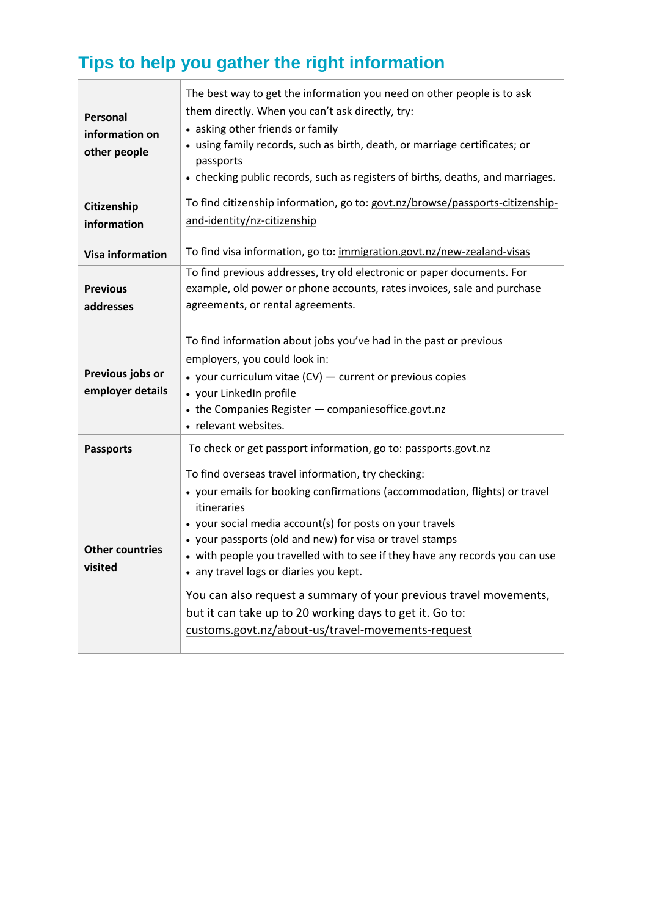## Tips to help you gather the right information

| | |
|---|---|
| **Personal information on other people** | The best way to get the information you need on other people is to ask them directly. When you can't ask directly, try:<br>• asking other friends or family<br>• using family records, such as birth, death, or marriage certificates; or passports<br>• checking public records, such as registers of births, deaths, and marriages. |
| **Citizenship information** | To find citizenship information, go to: govt.nz/browse/passports-citizenship-and-identity/nz-citizenship |
| **Visa information** | To find visa information, go to: immigration.govt.nz/new-zealand-visas |
| **Previous addresses** | To find previous addresses, try old electronic or paper documents. For example, old power or phone accounts, rates invoices, sale and purchase agreements, or rental agreements. |
| **Previous jobs or employer details** | To find information about jobs you've had in the past or previous employers, you could look in:<br>• your curriculum vitae (CV) — current or previous copies<br>• your LinkedIn profile<br>• the Companies Register — companiesoffice.govt.nz<br>• relevant websites. |
| **Passports** | To check or get passport information, go to: passports.govt.nz |
| **Other countries visited** | To find overseas travel information, try checking:<br>• your emails for booking confirmations (accommodation, flights) or travel itineraries<br>• your social media account(s) for posts on your travels<br>• your passports (old and new) for visa or travel stamps<br>• with people you travelled with to see if they have any records you can use<br>• any travel logs or diaries you kept.<br><br>You can also request a summary of your previous travel movements, but it can take up to 20 working days to get it. Go to: customs.govt.nz/about-us/travel-movements-request |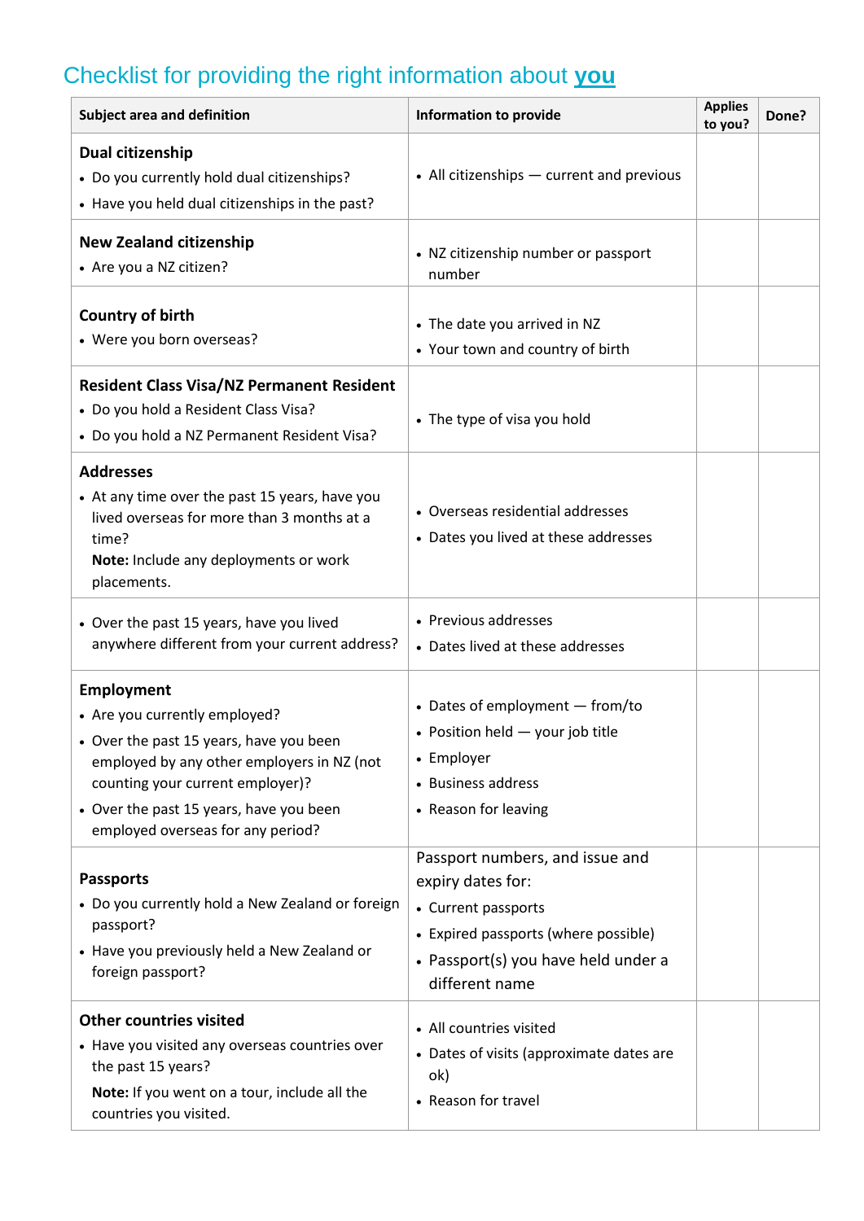## Checklist for providing the right information about **you**

| Subject area and definition | Information to provide | Applies to you? | Done? |
|---|---|---|---|
| **Dual citizenship**<br>• Do you currently hold dual citizenships?<br>• Have you held dual citizenships in the past? | • All citizenships — current and previous | | |
| **New Zealand citizenship**<br>• Are you a NZ citizen? | • NZ citizenship number or passport number | | |
| **Country of birth**<br>• Were you born overseas? | • The date you arrived in NZ<br>• Your town and country of birth | | |
| **Resident Class Visa/NZ Permanent Resident**<br>• Do you hold a Resident Class Visa?<br>• Do you hold a NZ Permanent Resident Visa? | • The type of visa you hold | | |
| **Addresses**<br>• At any time over the past 15 years, have you lived overseas for more than 3 months at a time?<br>**Note:** Include any deployments or work placements. | • Overseas residential addresses<br>• Dates you lived at these addresses | | |
| • Over the past 15 years, have you lived anywhere different from your current address? | • Previous addresses<br>• Dates lived at these addresses | | |
| **Employment**<br>• Are you currently employed?<br>• Over the past 15 years, have you been employed by any other employers in NZ (not counting your current employer)?<br>• Over the past 15 years, have you been employed overseas for any period? | • Dates of employment — from/to<br>• Position held — your job title<br>• Employer<br>• Business address<br>• Reason for leaving | | |
| **Passports**<br>• Do you currently hold a New Zealand or foreign passport?<br>• Have you previously held a New Zealand or foreign passport? | Passport numbers, and issue and expiry dates for:<br>• Current passports<br>• Expired passports (where possible)<br>• Passport(s) you have held under a different name | | |
| **Other countries visited**<br>• Have you visited any overseas countries over the past 15 years?<br>**Note:** If you went on a tour, include all the countries you visited. | • All countries visited<br>• Dates of visits (approximate dates are ok)<br>• Reason for travel | | |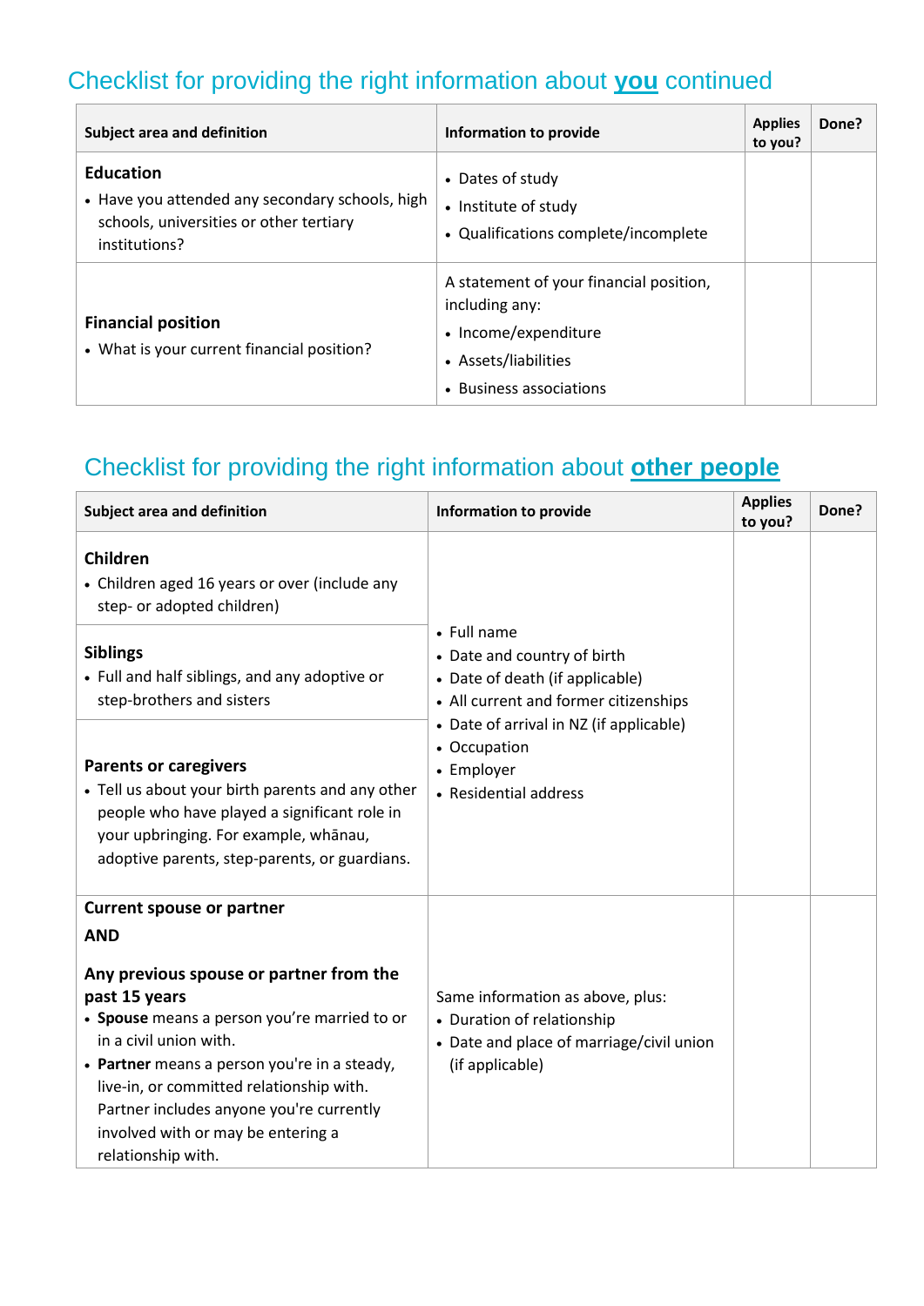## Checklist for providing the right information about **you** continued

| Subject area and definition | Information to provide | Applies to you? | Done? |
|---|---|---|---|
| **Education**<br>• Have you attended any secondary schools, high schools, universities or other tertiary institutions? | • Dates of study<br>• Institute of study<br>• Qualifications complete/incomplete | | |
| **Financial position**<br>• What is your current financial position? | A statement of your financial position, including any:<br>• Income/expenditure<br>• Assets/liabilities<br>• Business associations | | |

## Checklist for providing the right information about **other people**

| Subject area and definition | Information to provide | Applies to you? | Done? |
|---|---|---|---|
| **Children**<br>• Children aged 16 years or over (include any step- or adopted children) | • Full name<br>• Date and country of birth<br>• Date of death (if applicable)<br>• All current and former citizenships<br>• Date of arrival in NZ (if applicable)<br>• Occupation<br>• Employer<br>• Residential address | | |
| **Siblings**<br>• Full and half siblings, and any adoptive or step-brothers and sisters | | | |
| **Parents or caregivers**<br>• Tell us about your birth parents and any other people who have played a significant role in your upbringing. For example, whānau, adoptive parents, step-parents, or guardians. | | | |
| **Current spouse or partner**<br>**AND**<br>**Any previous spouse or partner from the past 15 years**<br>• **Spouse** means a person you're married to or in a civil union with.<br>• **Partner** means a person you're in a steady, live-in, or committed relationship with. Partner includes anyone you're currently involved with or may be entering a relationship with. | Same information as above, plus:<br>• Duration of relationship<br>• Date and place of marriage/civil union (if applicable) | | |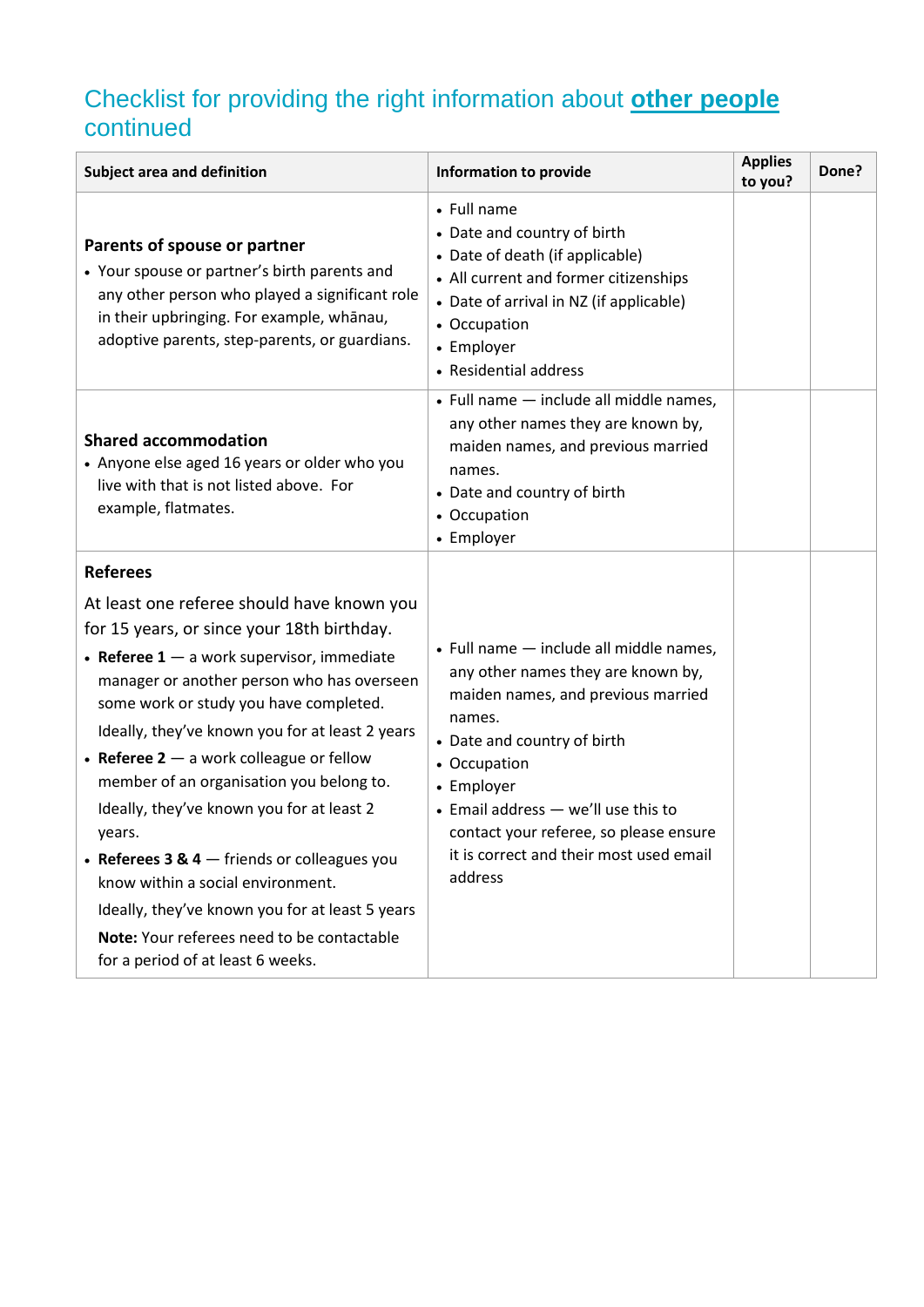## Checklist for providing the right information about **other people** continued

| Subject area and definition | Information to provide | Applies to you? | Done? |
|---|---|---|---|
| **Parents of spouse or partner**<br>• Your spouse or partner's birth parents and any other person who played a significant role in their upbringing. For example, whānau, adoptive parents, step-parents, or guardians. | • Full name<br>• Date and country of birth<br>• Date of death (if applicable)<br>• All current and former citizenships<br>• Date of arrival in NZ (if applicable)<br>• Occupation<br>• Employer<br>• Residential address | | |
| **Shared accommodation**<br>• Anyone else aged 16 years or older who you live with that is not listed above. For example, flatmates. | • Full name — include all middle names, any other names they are known by, maiden names, and previous married names.<br>• Date and country of birth<br>• Occupation<br>• Employer | | |
| **Referees**<br>At least one referee should have known you for 15 years, or since your 18th birthday.<br>• **Referee 1** — a work supervisor, immediate manager or another person who has overseen some work or study you have completed. Ideally, they've known you for at least 2 years<br>• **Referee 2** — a work colleague or fellow member of an organisation you belong to. Ideally, they've known you for at least 2 years.<br>• **Referees 3 & 4** — friends or colleagues you know within a social environment. Ideally, they've known you for at least 5 years<br>**Note:** Your referees need to be contactable for a period of at least 6 weeks. | • Full name — include all middle names, any other names they are known by, maiden names, and previous married names.<br>• Date and country of birth<br>• Occupation<br>• Employer<br>• Email address — we'll use this to contact your referee, so please ensure it is correct and their most used email address | | |